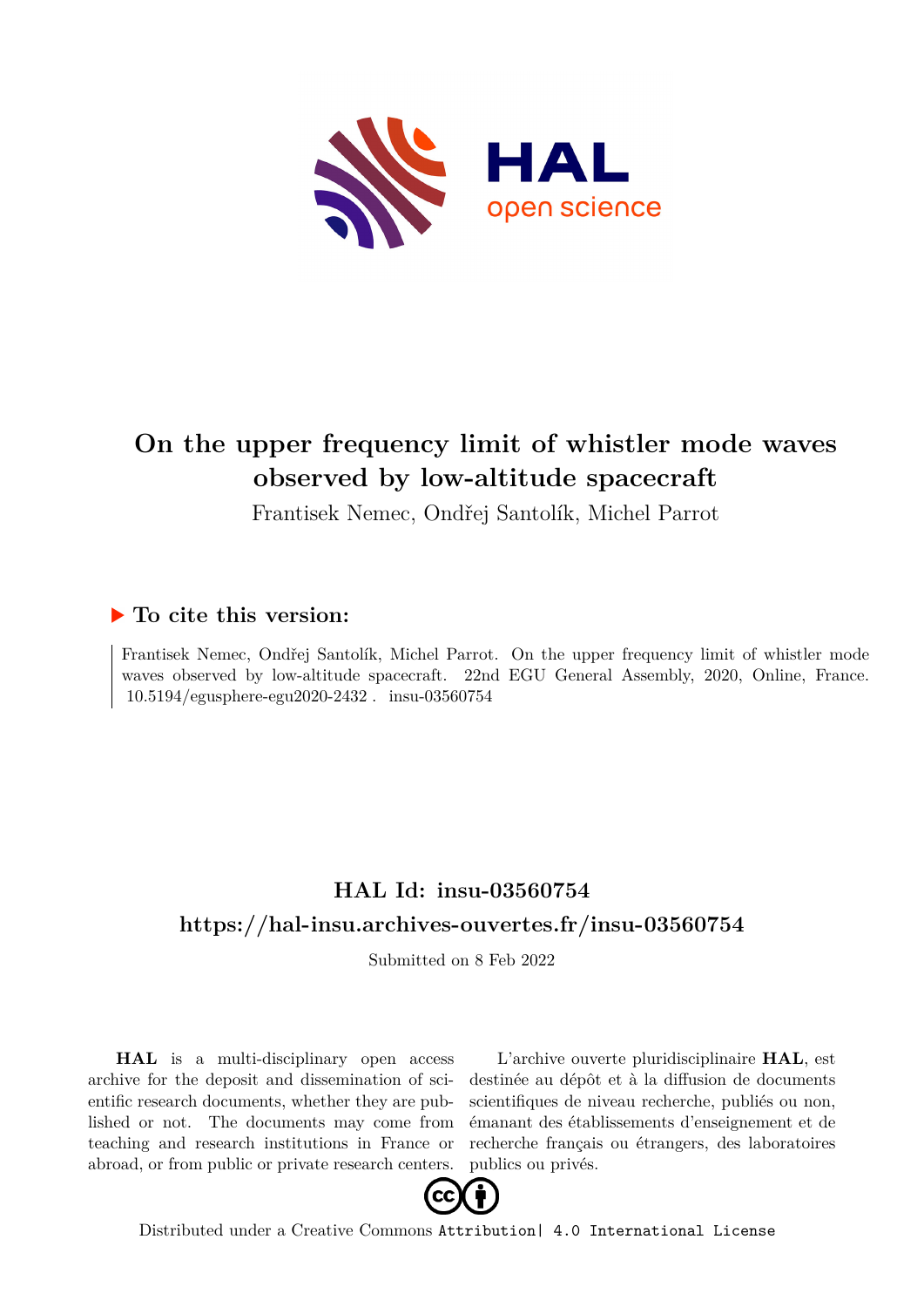# On the upper frequency limit of whistler mode waves observed by low-altitude spacecraft

Frantisek Nemec, Ondřej Santolík, Michel Parrot

## ▶ To cite this version:

Frantisek Nemec, Ondřej Santolík, Michel Parrot. On the upper frequency limit of whistler mode waves observed by low-altitude spacecraft. 22nd EGU General Assembly, 2020, Online, France. 10.5194/egusphere-egu2020-2432 . insu-03560754

## HAL Id: insu-03560754

## https://hal-insu.archives-ouvertes.fr/insu-03560754

Submitted on 8 Feb 2022

**HAL** is a multi-disciplinary open access archive for the deposit and dissemination of scientific research documents, whether they are published or not. The documents may come from teaching and research institutions in France or abroad, or from public or private research centers.

L'archive ouverte pluridisciplinaire **HAL**, est destinée au dépôt et à la diffusion de documents scientifiques de niveau recherche, publiés ou non, émanant des établissements d'enseignement et de recherche français ou étrangers, des laboratoires publics ou privés.

Distributed under a Creative Commons Attribution| 4.0 International License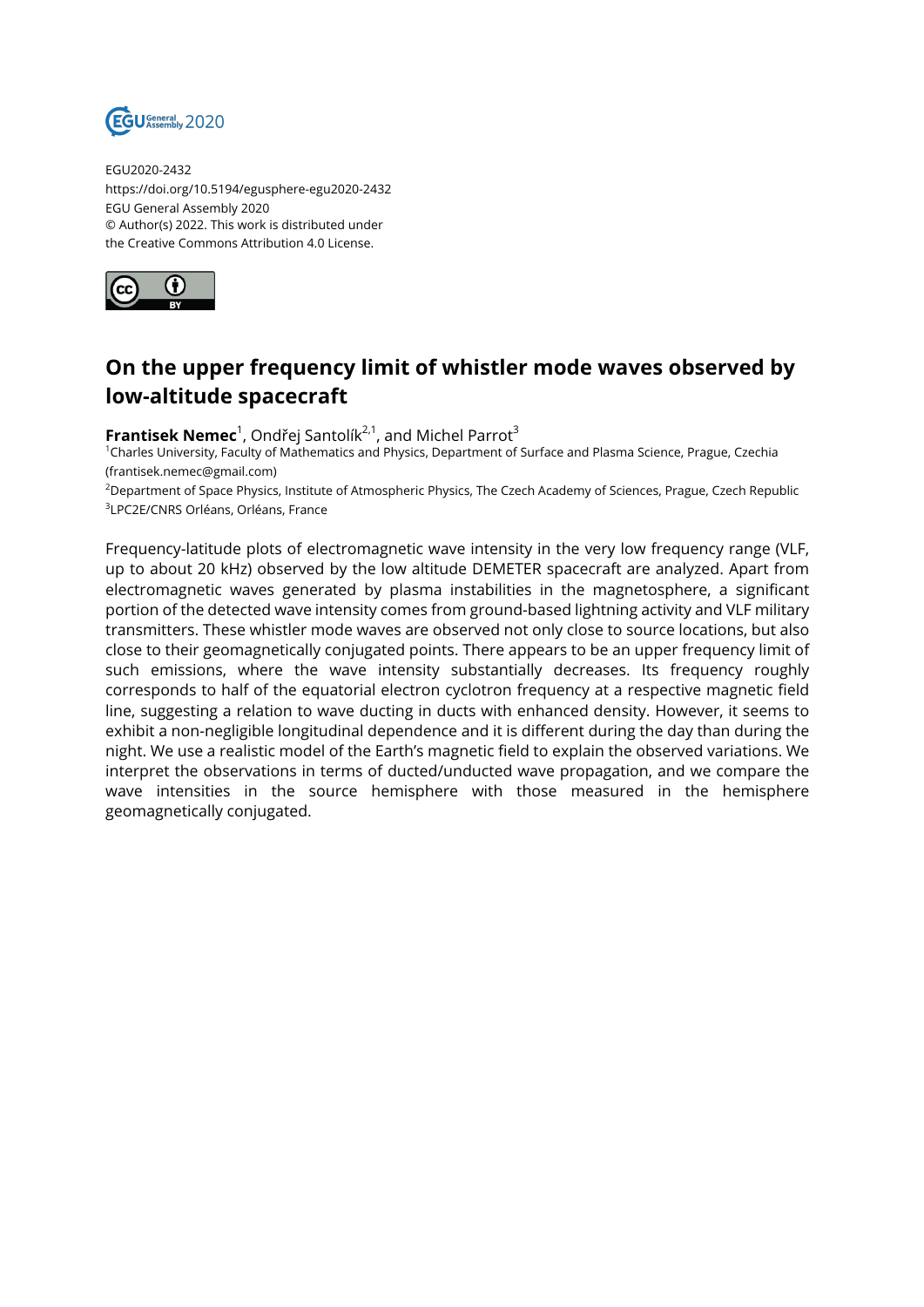EGU2020-2432
https://doi.org/10.5194/egusphere-egu2020-2432
EGU General Assembly 2020
© Author(s) 2022. This work is distributed under
the Creative Commons Attribution 4.0 License.

# On the upper frequency limit of whistler mode waves observed by low-altitude spacecraft

**Frantisek Nemec**[1], Ondřej Santolík[2,1], and Michel Parrot[3]

[1]Charles University, Faculty of Mathematics and Physics, Department of Surface and Plasma Science, Prague, Czechia (frantisek.nemec@gmail.com)

[2]Department of Space Physics, Institute of Atmospheric Physics, The Czech Academy of Sciences, Prague, Czech Republic

[3]LPC2E/CNRS Orléans, Orléans, France

Frequency-latitude plots of electromagnetic wave intensity in the very low frequency range (VLF, up to about 20 kHz) observed by the low altitude DEMETER spacecraft are analyzed. Apart from electromagnetic waves generated by plasma instabilities in the magnetosphere, a significant portion of the detected wave intensity comes from ground-based lightning activity and VLF military transmitters. These whistler mode waves are observed not only close to source locations, but also close to their geomagnetically conjugated points. There appears to be an upper frequency limit of such emissions, where the wave intensity substantially decreases. Its frequency roughly corresponds to half of the equatorial electron cyclotron frequency at a respective magnetic field line, suggesting a relation to wave ducting in ducts with enhanced density. However, it seems to exhibit a non-negligible longitudinal dependence and it is different during the day than during the night. We use a realistic model of the Earth's magnetic field to explain the observed variations. We interpret the observations in terms of ducted/unducted wave propagation, and we compare the wave intensities in the source hemisphere with those measured in the hemisphere geomagnetically conjugated.